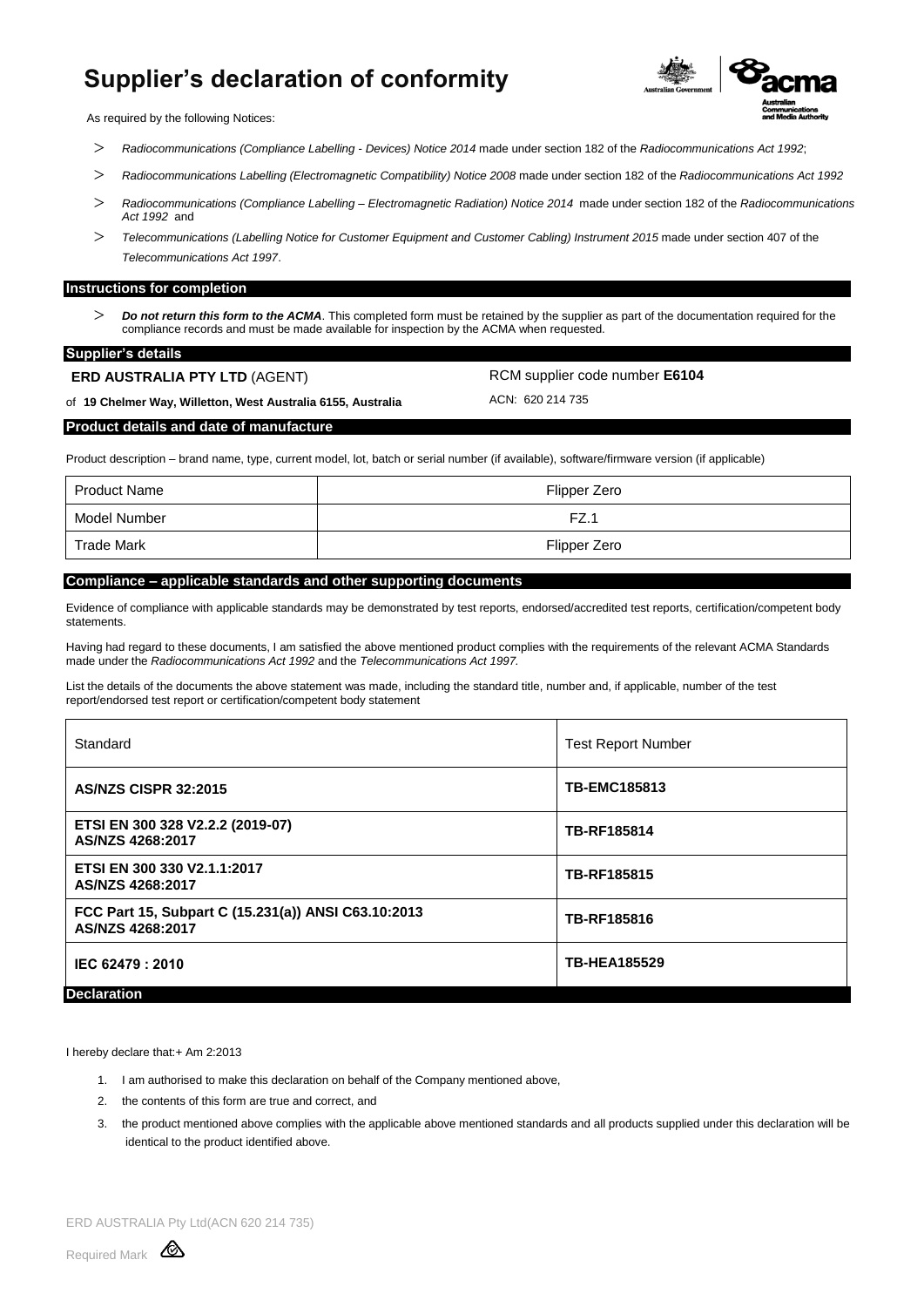# Supplier's declaration of conformity

As required by the following Notices:

> *Radiocommunications (Compliance Labelling - Devices) Notice 2014* made under section 182 of the *Radiocommunications Act 1992*;

> *Radiocommunications Labelling (Electromagnetic Compatibility) Notice 2008* made under section 182 of the *Radiocommunications Act 1992*

> *Radiocommunications (Compliance Labelling – Electromagnetic Radiation) Notice 2014* made under section 182 of the *Radiocommunications Act 1992* and

> *Telecommunications (Labelling Notice for Customer Equipment and Customer Cabling) Instrument 2015* made under section 407 of the *Telecommunications Act 1997*.

## Instructions for completion

> ***Do not return this form to the ACMA***. This completed form must be retained by the supplier as part of the documentation required for the compliance records and must be made available for inspection by the ACMA when requested.

## Supplier's details

**ERD AUSTRALIA PTY LTD** (AGENT)

RCM supplier code number **E6104**

of **19 Chelmer Way, Willetton, West Australia 6155, Australia**

ACN: 620 214 735

## Product details and date of manufacture

Product description – brand name, type, current model, lot, batch or serial number (if available), software/firmware version (if applicable)

| Product Name | Flipper Zero |
|---|---|
| Model Number | FZ.1 |
| Trade Mark | Flipper Zero |

## Compliance – applicable standards and other supporting documents

Evidence of compliance with applicable standards may be demonstrated by test reports, endorsed/accredited test reports, certification/competent body statements.

Having had regard to these documents, I am satisfied the above mentioned product complies with the requirements of the relevant ACMA Standards made under the *Radiocommunications Act 1992* and the *Telecommunications Act 1997.*

List the details of the documents the above statement was made, including the standard title, number and, if applicable, number of the test report/endorsed test report or certification/competent body statement

| Standard | Test Report Number |
|---|---|
| **AS/NZS CISPR 32:2015** | **TB-EMC185813** |
| **ETSI EN 300 328 V2.2.2 (2019-07) AS/NZS 4268:2017** | **TB-RF185814** |
| **ETSI EN 300 330 V2.1.1:2017 AS/NZS 4268:2017** | **TB-RF185815** |
| **FCC Part 15, Subpart C (15.231(a)) ANSI C63.10:2013 AS/NZS 4268:2017** | **TB-RF185816** |
| **IEC 62479 : 2010** | **TB-HEA185529** |

## Declaration

I hereby declare that:+ Am 2:2013

1. I am authorised to make this declaration on behalf of the Company mentioned above,
2. the contents of this form are true and correct, and
3. the product mentioned above complies with the applicable above mentioned standards and all products supplied under this declaration will be identical to the product identified above.

ERD AUSTRALIA Pty Ltd(ACN 620 214 735)

Required Mark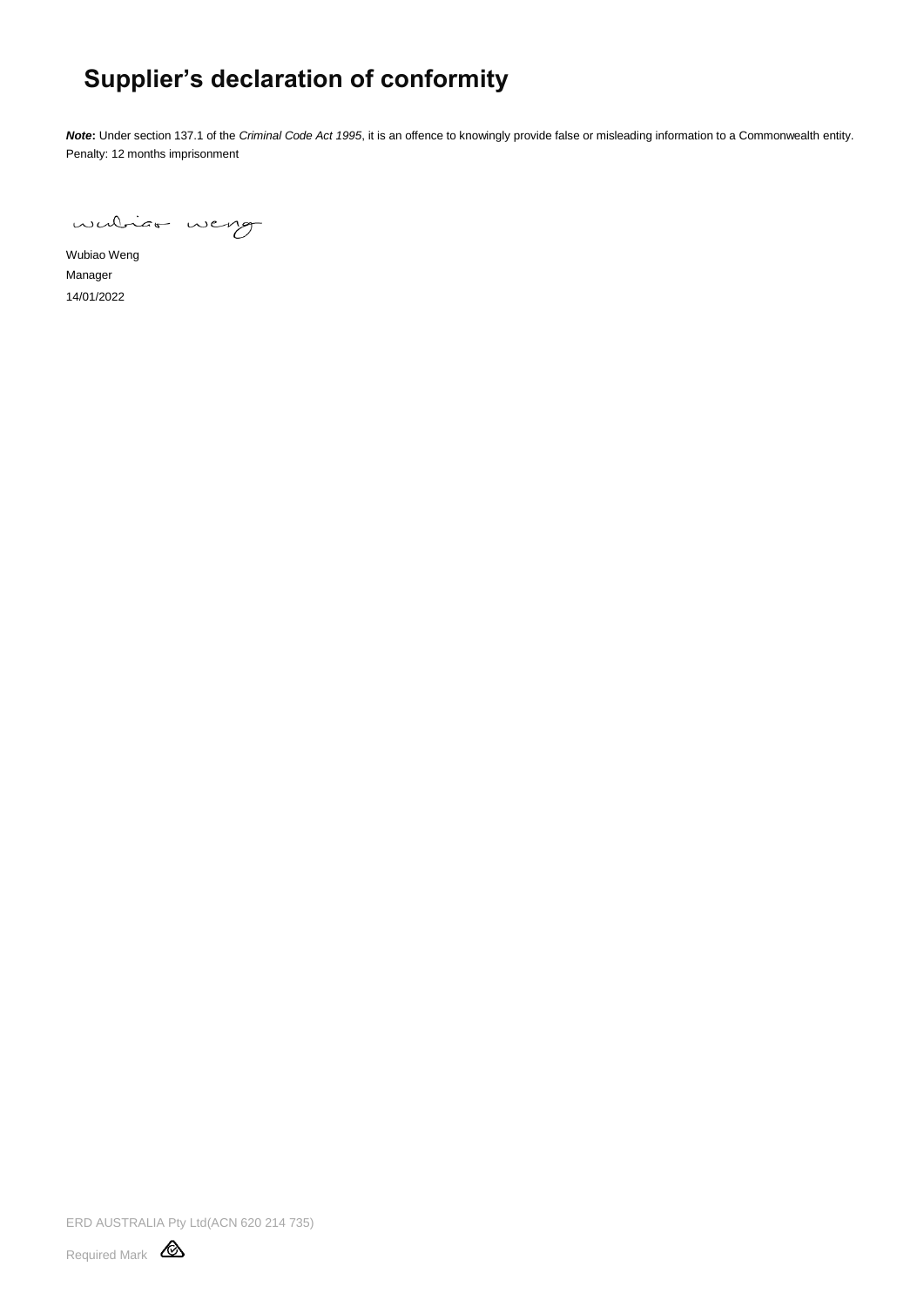# Supplier's declaration of conformity

***Note*:** Under section 137.1 of the *Criminal Code Act 1995*, it is an offence to knowingly provide false or misleading information to a Commonwealth entity. Penalty: 12 months imprisonment

Wubiao Weng

Manager

14/01/2022

ERD AUSTRALIA Pty Ltd(ACN 620 214 735)

Required Mark